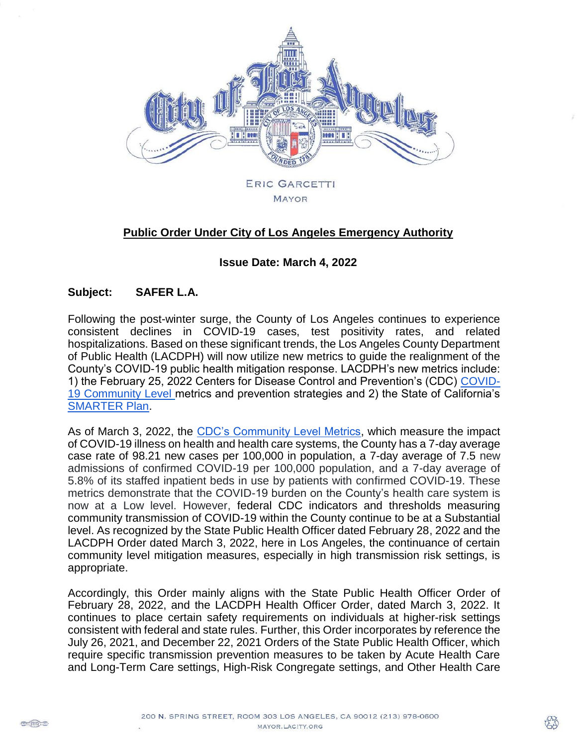ERIC GARCETTI
MAYOR

**Public Order Under City of Los Angeles Emergency Authority**

**Issue Date: March 4, 2022**

**Subject: SAFER L.A.**

Following the post-winter surge, the County of Los Angeles continues to experience consistent declines in COVID-19 cases, test positivity rates, and related hospitalizations. Based on these significant trends, the Los Angeles County Department of Public Health (LACDPH) will now utilize new metrics to guide the realignment of the County's COVID-19 public health mitigation response. LACDPH's new metrics include: 1) the February 25, 2022 Centers for Disease Control and Prevention's (CDC) COVID-19 Community Level metrics and prevention strategies and 2) the State of California's SMARTER Plan.

As of March 3, 2022, the CDC's Community Level Metrics, which measure the impact of COVID-19 illness on health and health care systems, the County has a 7-day average case rate of 98.21 new cases per 100,000 in population, a 7-day average of 7.5 new admissions of confirmed COVID-19 per 100,000 population, and a 7-day average of 5.8% of its staffed inpatient beds in use by patients with confirmed COVID-19. These metrics demonstrate that the COVID-19 burden on the County's health care system is now at a Low level. However, federal CDC indicators and thresholds measuring community transmission of COVID-19 within the County continue to be at a Substantial level. As recognized by the State Public Health Officer dated February 28, 2022 and the LACDPH Order dated March 3, 2022, here in Los Angeles, the continuance of certain community level mitigation measures, especially in high transmission risk settings, is appropriate.

Accordingly, this Order mainly aligns with the State Public Health Officer Order of February 28, 2022, and the LACDPH Health Officer Order, dated March 3, 2022. It continues to place certain safety requirements on individuals at higher-risk settings consistent with federal and state rules. Further, this Order incorporates by reference the July 26, 2021, and December 22, 2021 Orders of the State Public Health Officer, which require specific transmission prevention measures to be taken by Acute Health Care and Long-Term Care settings, High-Risk Congregate settings, and Other Health Care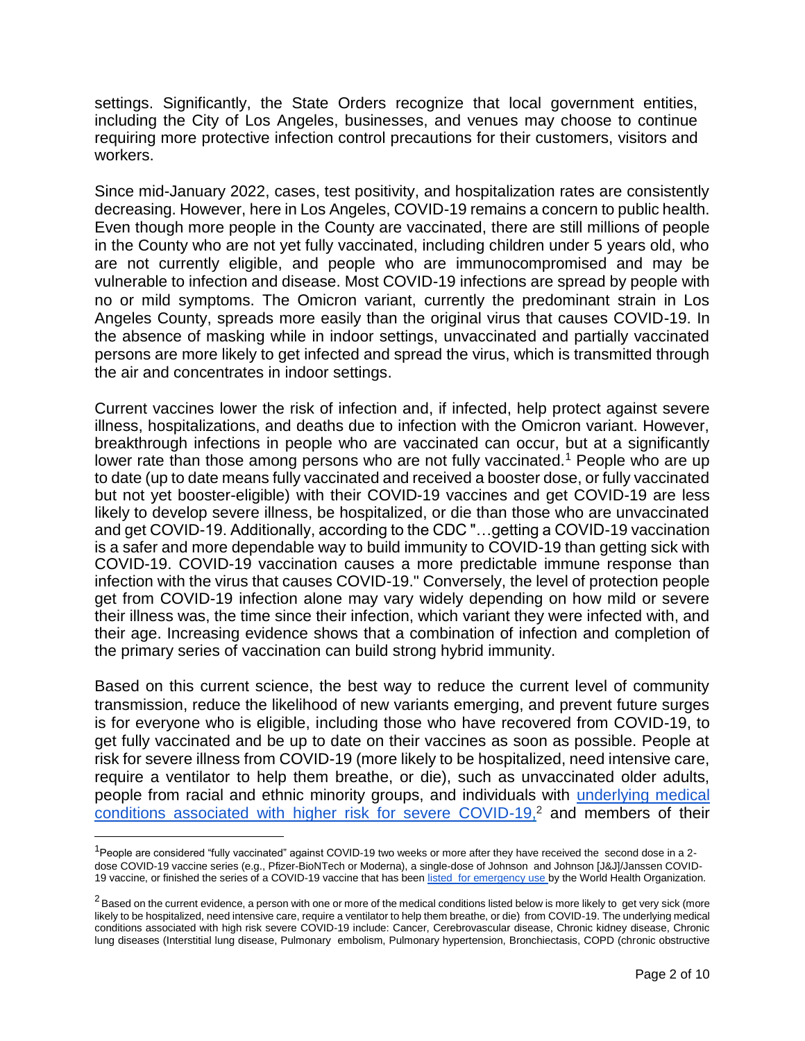settings. Significantly, the State Orders recognize that local government entities, including the City of Los Angeles, businesses, and venues may choose to continue requiring more protective infection control precautions for their customers, visitors and workers.

Since mid-January 2022, cases, test positivity, and hospitalization rates are consistently decreasing. However, here in Los Angeles, COVID-19 remains a concern to public health. Even though more people in the County are vaccinated, there are still millions of people in the County who are not yet fully vaccinated, including children under 5 years old, who are not currently eligible, and people who are immunocompromised and may be vulnerable to infection and disease. Most COVID-19 infections are spread by people with no or mild symptoms. The Omicron variant, currently the predominant strain in Los Angeles County, spreads more easily than the original virus that causes COVID-19. In the absence of masking while in indoor settings, unvaccinated and partially vaccinated persons are more likely to get infected and spread the virus, which is transmitted through the air and concentrates in indoor settings.

Current vaccines lower the risk of infection and, if infected, help protect against severe illness, hospitalizations, and deaths due to infection with the Omicron variant. However, breakthrough infections in people who are vaccinated can occur, but at a significantly lower rate than those among persons who are not fully vaccinated.[1] People who are up to date (up to date means fully vaccinated and received a booster dose, or fully vaccinated but not yet booster-eligible) with their COVID-19 vaccines and get COVID-19 are less likely to develop severe illness, be hospitalized, or die than those who are unvaccinated and get COVID-19. Additionally, according to the CDC "…getting a COVID-19 vaccination is a safer and more dependable way to build immunity to COVID-19 than getting sick with COVID-19. COVID-19 vaccination causes a more predictable immune response than infection with the virus that causes COVID-19." Conversely, the level of protection people get from COVID-19 infection alone may vary widely depending on how mild or severe their illness was, the time since their infection, which variant they were infected with, and their age. Increasing evidence shows that a combination of infection and completion of the primary series of vaccination can build strong hybrid immunity.

Based on this current science, the best way to reduce the current level of community transmission, reduce the likelihood of new variants emerging, and prevent future surges is for everyone who is eligible, including those who have recovered from COVID-19, to get fully vaccinated and be up to date on their vaccines as soon as possible. People at risk for severe illness from COVID-19 (more likely to be hospitalized, need intensive care, require a ventilator to help them breathe, or die), such as unvaccinated older adults, people from racial and ethnic minority groups, and individuals with underlying medical conditions associated with higher risk for severe COVID-19,[2] and members of their

---

[1] People are considered "fully vaccinated" against COVID-19 two weeks or more after they have received the second dose in a 2-dose COVID-19 vaccine series (e.g., Pfizer-BioNTech or Moderna), a single-dose of Johnson and Johnson [J&J]/Janssen COVID-19 vaccine, or finished the series of a COVID-19 vaccine that has been listed for emergency use by the World Health Organization.

[2] Based on the current evidence, a person with one or more of the medical conditions listed below is more likely to get very sick (more likely to be hospitalized, need intensive care, require a ventilator to help them breathe, or die) from COVID-19. The underlying medical conditions associated with high risk severe COVID-19 include: Cancer, Cerebrovascular disease, Chronic kidney disease, Chronic lung diseases (Interstitial lung disease, Pulmonary embolism, Pulmonary hypertension, Bronchiectasis, COPD (chronic obstructive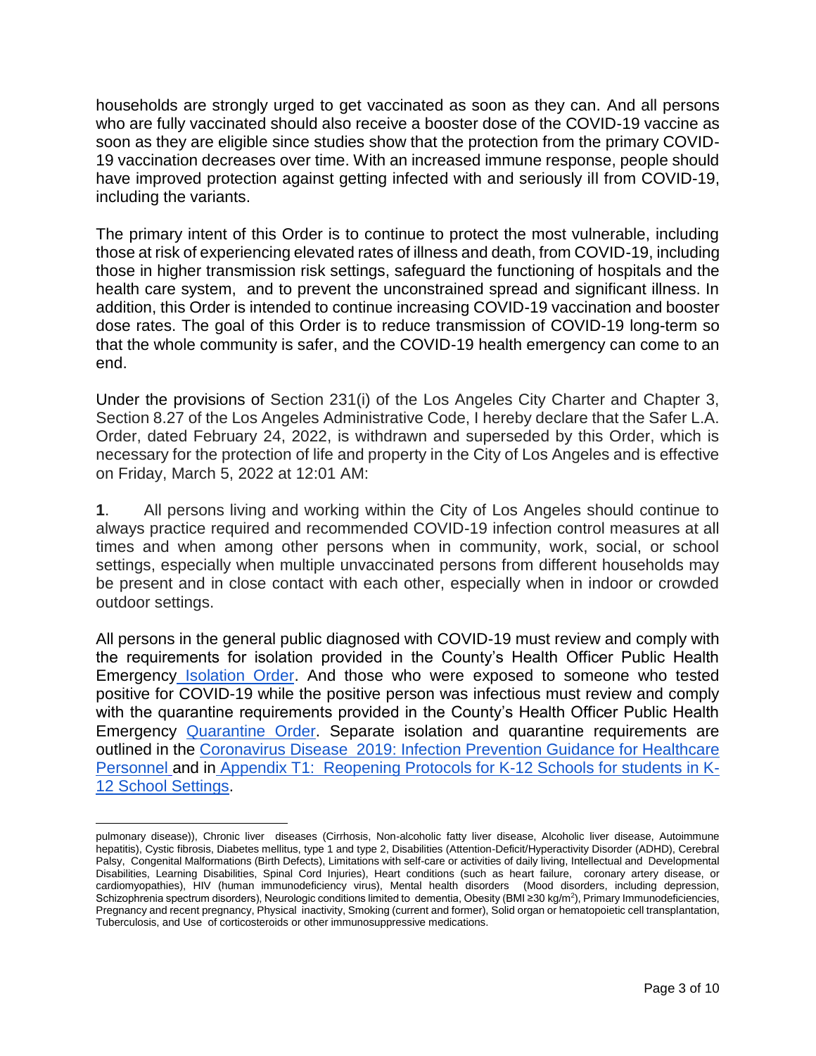households are strongly urged to get vaccinated as soon as they can. And all persons who are fully vaccinated should also receive a booster dose of the COVID-19 vaccine as soon as they are eligible since studies show that the protection from the primary COVID-19 vaccination decreases over time. With an increased immune response, people should have improved protection against getting infected with and seriously ill from COVID-19, including the variants.

The primary intent of this Order is to continue to protect the most vulnerable, including those at risk of experiencing elevated rates of illness and death, from COVID-19, including those in higher transmission risk settings, safeguard the functioning of hospitals and the health care system, and to prevent the unconstrained spread and significant illness. In addition, this Order is intended to continue increasing COVID-19 vaccination and booster dose rates. The goal of this Order is to reduce transmission of COVID-19 long-term so that the whole community is safer, and the COVID-19 health emergency can come to an end.

Under the provisions of Section 231(i) of the Los Angeles City Charter and Chapter 3, Section 8.27 of the Los Angeles Administrative Code, I hereby declare that the Safer L.A. Order, dated February 24, 2022, is withdrawn and superseded by this Order, which is necessary for the protection of life and property in the City of Los Angeles and is effective on Friday, March 5, 2022 at 12:01 AM:

**1**. All persons living and working within the City of Los Angeles should continue to always practice required and recommended COVID-19 infection control measures at all times and when among other persons when in community, work, social, or school settings, especially when multiple unvaccinated persons from different households may be present and in close contact with each other, especially when in indoor or crowded outdoor settings.

All persons in the general public diagnosed with COVID-19 must review and comply with the requirements for isolation provided in the County's Health Officer Public Health Emergency Isolation Order. And those who were exposed to someone who tested positive for COVID-19 while the positive person was infectious must review and comply with the quarantine requirements provided in the County's Health Officer Public Health Emergency Quarantine Order. Separate isolation and quarantine requirements are outlined in the Coronavirus Disease 2019: Infection Prevention Guidance for Healthcare Personnel and in Appendix T1: Reopening Protocols for K-12 Schools for students in K-12 School Settings.

---

pulmonary disease)), Chronic liver diseases (Cirrhosis, Non-alcoholic fatty liver disease, Alcoholic liver disease, Autoimmune hepatitis), Cystic fibrosis, Diabetes mellitus, type 1 and type 2, Disabilities (Attention-Deficit/Hyperactivity Disorder (ADHD), Cerebral Palsy, Congenital Malformations (Birth Defects), Limitations with self-care or activities of daily living, Intellectual and Developmental Disabilities, Learning Disabilities, Spinal Cord Injuries), Heart conditions (such as heart failure, coronary artery disease, or cardiomyopathies), HIV (human immunodeficiency virus), Mental health disorders (Mood disorders, including depression, Schizophrenia spectrum disorders), Neurologic conditions limited to dementia, Obesity (BMI ≥30 $kg/m^2$), Primary Immunodeficiencies, Pregnancy and recent pregnancy, Physical inactivity, Smoking (current and former), Solid organ or hematopoietic cell transplantation, Tuberculosis, and Use of corticosteroids or other immunosuppressive medications.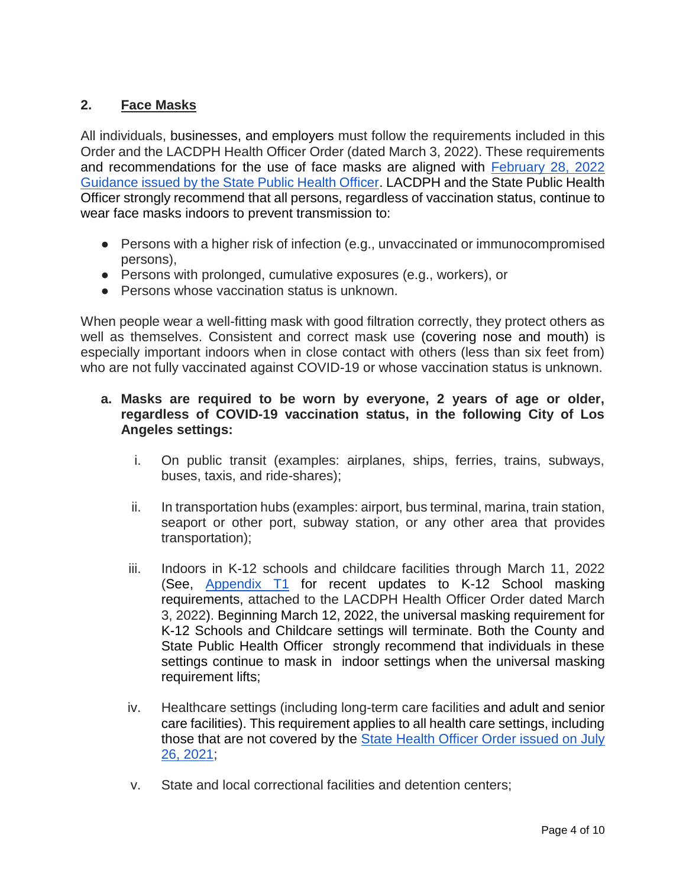## 2. Face Masks

All individuals, businesses, and employers must follow the requirements included in this Order and the LACDPH Health Officer Order (dated March 3, 2022). These requirements and recommendations for the use of face masks are aligned with February 28, 2022 Guidance issued by the State Public Health Officer. LACDPH and the State Public Health Officer strongly recommend that all persons, regardless of vaccination status, continue to wear face masks indoors to prevent transmission to:

- Persons with a higher risk of infection (e.g., unvaccinated or immunocompromised persons),
- Persons with prolonged, cumulative exposures (e.g., workers), or
- Persons whose vaccination status is unknown.

When people wear a well-fitting mask with good filtration correctly, they protect others as well as themselves. Consistent and correct mask use (covering nose and mouth) is especially important indoors when in close contact with others (less than six feet from) who are not fully vaccinated against COVID-19 or whose vaccination status is unknown.

**a. Masks are required to be worn by everyone, 2 years of age or older, regardless of COVID-19 vaccination status, in the following City of Los Angeles settings:**

i. On public transit (examples: airplanes, ships, ferries, trains, subways, buses, taxis, and ride-shares);

ii. In transportation hubs (examples: airport, bus terminal, marina, train station, seaport or other port, subway station, or any other area that provides transportation);

iii. Indoors in K-12 schools and childcare facilities through March 11, 2022 (See, Appendix T1 for recent updates to K-12 School masking requirements, attached to the LACDPH Health Officer Order dated March 3, 2022). Beginning March 12, 2022, the universal masking requirement for K-12 Schools and Childcare settings will terminate. Both the County and State Public Health Officer strongly recommend that individuals in these settings continue to mask in indoor settings when the universal masking requirement lifts;

iv. Healthcare settings (including long-term care facilities and adult and senior care facilities). This requirement applies to all health care settings, including those that are not covered by the State Health Officer Order issued on July 26, 2021;

v. State and local correctional facilities and detention centers;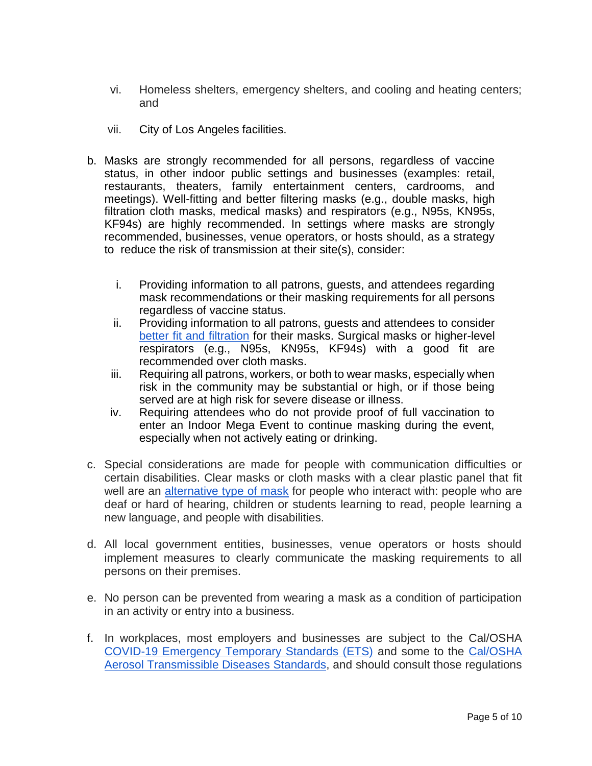vi. Homeless shelters, emergency shelters, and cooling and heating centers; and

vii. City of Los Angeles facilities.

b. Masks are strongly recommended for all persons, regardless of vaccine status, in other indoor public settings and businesses (examples: retail, restaurants, theaters, family entertainment centers, cardrooms, and meetings). Well-fitting and better filtering masks (e.g., double masks, high filtration cloth masks, medical masks) and respirators (e.g., N95s, KN95s, KF94s) are highly recommended. In settings where masks are strongly recommended, businesses, venue operators, or hosts should, as a strategy to reduce the risk of transmission at their site(s), consider:

   i. Providing information to all patrons, guests, and attendees regarding mask recommendations or their masking requirements for all persons regardless of vaccine status.
   ii. Providing information to all patrons, guests and attendees to consider better fit and filtration for their masks. Surgical masks or higher-level respirators (e.g., N95s, KN95s, KF94s) with a good fit are recommended over cloth masks.
   iii. Requiring all patrons, workers, or both to wear masks, especially when risk in the community may be substantial or high, or if those being served are at high risk for severe disease or illness.
   iv. Requiring attendees who do not provide proof of full vaccination to enter an Indoor Mega Event to continue masking during the event, especially when not actively eating or drinking.

c. Special considerations are made for people with communication difficulties or certain disabilities. Clear masks or cloth masks with a clear plastic panel that fit well are an alternative type of mask for people who interact with: people who are deaf or hard of hearing, children or students learning to read, people learning a new language, and people with disabilities.

d. All local government entities, businesses, venue operators or hosts should implement measures to clearly communicate the masking requirements to all persons on their premises.

e. No person can be prevented from wearing a mask as a condition of participation in an activity or entry into a business.

f. In workplaces, most employers and businesses are subject to the Cal/OSHA COVID-19 Emergency Temporary Standards (ETS) and some to the Cal/OSHA Aerosol Transmissible Diseases Standards, and should consult those regulations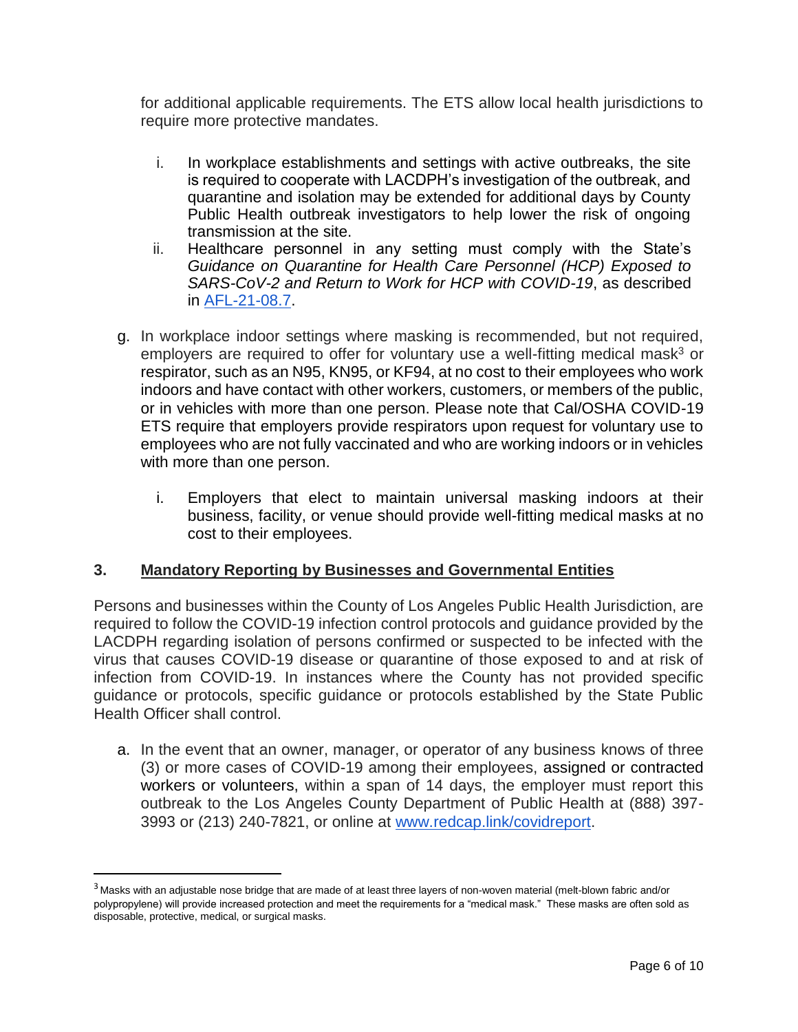for additional applicable requirements. The ETS allow local health jurisdictions to require more protective mandates.

i. In workplace establishments and settings with active outbreaks, the site is required to cooperate with LACDPH's investigation of the outbreak, and quarantine and isolation may be extended for additional days by County Public Health outbreak investigators to help lower the risk of ongoing transmission at the site.

ii. Healthcare personnel in any setting must comply with the State's *Guidance on Quarantine for Health Care Personnel (HCP) Exposed to SARS-CoV-2 and Return to Work for HCP with COVID-19*, as described in [AFL-21-08.7](AFL-21-08.7).

g. In workplace indoor settings where masking is recommended, but not required, employers are required to offer for voluntary use a well-fitting medical mask[3] or respirator, such as an N95, KN95, or KF94, at no cost to their employees who work indoors and have contact with other workers, customers, or members of the public, or in vehicles with more than one person. Please note that Cal/OSHA COVID-19 ETS require that employers provide respirators upon request for voluntary use to employees who are not fully vaccinated and who are working indoors or in vehicles with more than one person.

i. Employers that elect to maintain universal masking indoors at their business, facility, or venue should provide well-fitting medical masks at no cost to their employees.

## 3. Mandatory Reporting by Businesses and Governmental Entities

Persons and businesses within the County of Los Angeles Public Health Jurisdiction, are required to follow the COVID-19 infection control protocols and guidance provided by the LACDPH regarding isolation of persons confirmed or suspected to be infected with the virus that causes COVID-19 disease or quarantine of those exposed to and at risk of infection from COVID-19. In instances where the County has not provided specific guidance or protocols, specific guidance or protocols established by the State Public Health Officer shall control.

a. In the event that an owner, manager, or operator of any business knows of three (3) or more cases of COVID-19 among their employees, assigned or contracted workers or volunteers, within a span of 14 days, the employer must report this outbreak to the Los Angeles County Department of Public Health at (888) 397-3993 or (213) 240-7821, or online at [www.redcap.link/covidreport](www.redcap.link/covidreport).

---

[3] Masks with an adjustable nose bridge that are made of at least three layers of non-woven material (melt-blown fabric and/or polypropylene) will provide increased protection and meet the requirements for a "medical mask." These masks are often sold as disposable, protective, medical, or surgical masks.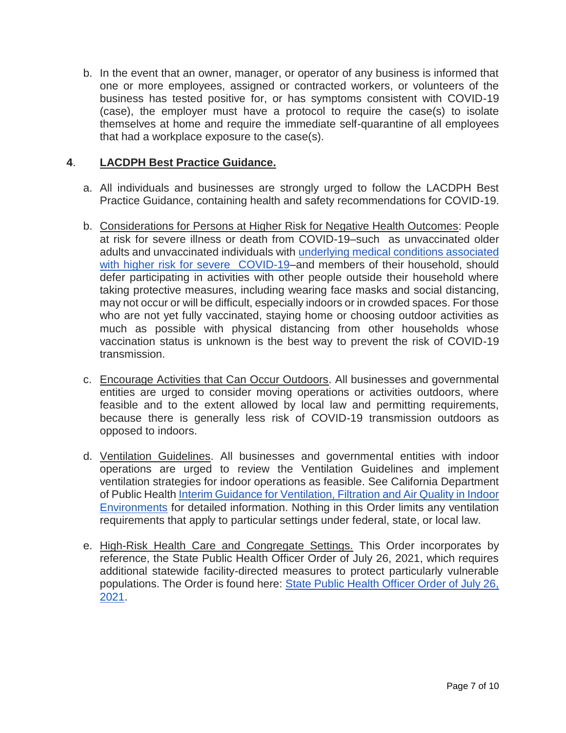b. In the event that an owner, manager, or operator of any business is informed that one or more employees, assigned or contracted workers, or volunteers of the business has tested positive for, or has symptoms consistent with COVID-19 (case), the employer must have a protocol to require the case(s) to isolate themselves at home and require the immediate self-quarantine of all employees that had a workplace exposure to the case(s).

**4. LACDPH Best Practice Guidance.**

a. All individuals and businesses are strongly urged to follow the LACDPH Best Practice Guidance, containing health and safety recommendations for COVID-19.

b. Considerations for Persons at Higher Risk for Negative Health Outcomes: People at risk for severe illness or death from COVID-19–such as unvaccinated older adults and unvaccinated individuals with underlying medical conditions associated with higher risk for severe COVID-19–and members of their household, should defer participating in activities with other people outside their household where taking protective measures, including wearing face masks and social distancing, may not occur or will be difficult, especially indoors or in crowded spaces. For those who are not yet fully vaccinated, staying home or choosing outdoor activities as much as possible with physical distancing from other households whose vaccination status is unknown is the best way to prevent the risk of COVID-19 transmission.

c. Encourage Activities that Can Occur Outdoors. All businesses and governmental entities are urged to consider moving operations or activities outdoors, where feasible and to the extent allowed by local law and permitting requirements, because there is generally less risk of COVID-19 transmission outdoors as opposed to indoors.

d. Ventilation Guidelines. All businesses and governmental entities with indoor operations are urged to review the Ventilation Guidelines and implement ventilation strategies for indoor operations as feasible. See California Department of Public Health Interim Guidance for Ventilation, Filtration and Air Quality in Indoor Environments for detailed information. Nothing in this Order limits any ventilation requirements that apply to particular settings under federal, state, or local law.

e. High-Risk Health Care and Congregate Settings. This Order incorporates by reference, the State Public Health Officer Order of July 26, 2021, which requires additional statewide facility-directed measures to protect particularly vulnerable populations. The Order is found here: State Public Health Officer Order of July 26, 2021.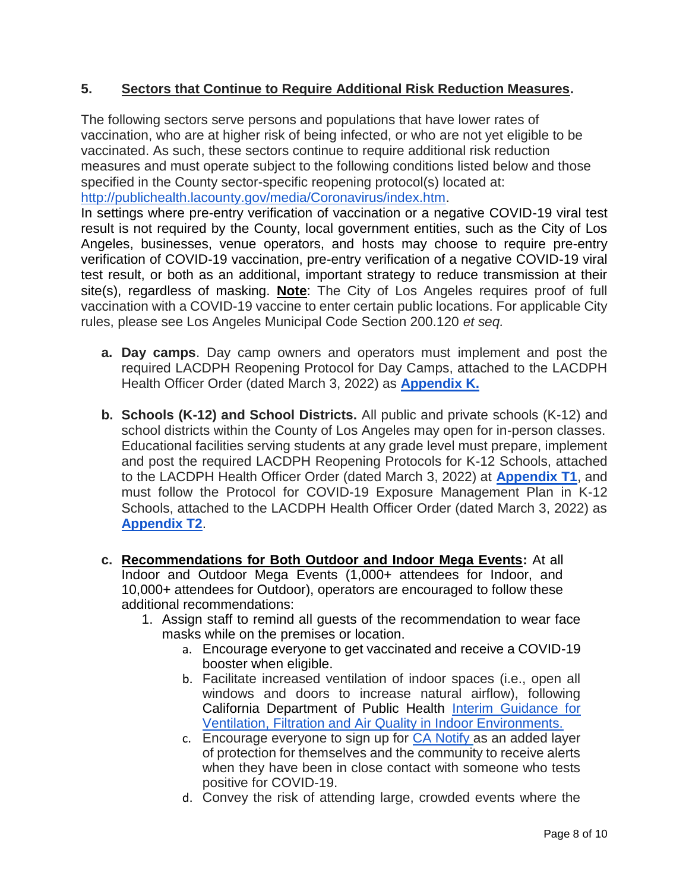## 5. Sectors that Continue to Require Additional Risk Reduction Measures.

The following sectors serve persons and populations that have lower rates of vaccination, who are at higher risk of being infected, or who are not yet eligible to be vaccinated. As such, these sectors continue to require additional risk reduction measures and must operate subject to the following conditions listed below and those specified in the County sector-specific reopening protocol(s) located at: [http://publichealth.lacounty.gov/media/Coronavirus/index.htm](http://publichealth.lacounty.gov/media/Coronavirus/index.htm).

In settings where pre-entry verification of vaccination or a negative COVID-19 viral test result is not required by the County, local government entities, such as the City of Los Angeles, businesses, venue operators, and hosts may choose to require pre-entry verification of COVID-19 vaccination, pre-entry verification of a negative COVID-19 viral test result, or both as an additional, important strategy to reduce transmission at their site(s), regardless of masking. **Note**: The City of Los Angeles requires proof of full vaccination with a COVID-19 vaccine to enter certain public locations. For applicable City rules, please see Los Angeles Municipal Code Section 200.120 *et seq.*

- **a. Day camps**. Day camp owners and operators must implement and post the required LACDPH Reopening Protocol for Day Camps, attached to the LACDPH Health Officer Order (dated March 3, 2022) as **Appendix K.**

- **b. Schools (K-12) and School Districts.** All public and private schools (K-12) and school districts within the County of Los Angeles may open for in-person classes. Educational facilities serving students at any grade level must prepare, implement and post the required LACDPH Reopening Protocols for K-12 Schools, attached to the LACDPH Health Officer Order (dated March 3, 2022) at **Appendix T1**, and must follow the Protocol for COVID-19 Exposure Management Plan in K-12 Schools, attached to the LACDPH Health Officer Order (dated March 3, 2022) as **Appendix T2**.

- **c. Recommendations for Both Outdoor and Indoor Mega Events:** At all Indoor and Outdoor Mega Events (1,000+ attendees for Indoor, and 10,000+ attendees for Outdoor), operators are encouraged to follow these additional recommendations:
  1. Assign staff to remind all guests of the recommendation to wear face masks while on the premises or location.
     - a. Encourage everyone to get vaccinated and receive a COVID-19 booster when eligible.
     - b. Facilitate increased ventilation of indoor spaces (i.e., open all windows and doors to increase natural airflow), following California Department of Public Health Interim Guidance for Ventilation, Filtration and Air Quality in Indoor Environments.
     - c. Encourage everyone to sign up for CA Notify as an added layer of protection for themselves and the community to receive alerts when they have been in close contact with someone who tests positive for COVID-19.
     - d. Convey the risk of attending large, crowded events where the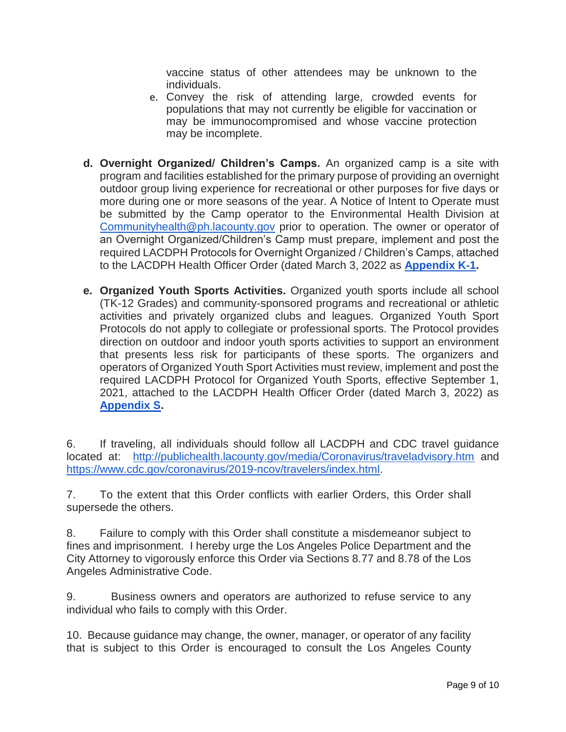vaccine status of other attendees may be unknown to the individuals.

e. Convey the risk of attending large, crowded events for populations that may not currently be eligible for vaccination or may be immunocompromised and whose vaccine protection may be incomplete.

**d. Overnight Organized/ Children's Camps.** An organized camp is a site with program and facilities established for the primary purpose of providing an overnight outdoor group living experience for recreational or other purposes for five days or more during one or more seasons of the year. A Notice of Intent to Operate must be submitted by the Camp operator to the Environmental Health Division at [Communityhealth@ph.lacounty.gov](mailto:Communityhealth@ph.lacounty.gov) prior to operation. The owner or operator of an Overnight Organized/Children's Camp must prepare, implement and post the required LACDPH Protocols for Overnight Organized / Children's Camps, attached to the LACDPH Health Officer Order (dated March 3, 2022 as **Appendix K-1.**

**e. Organized Youth Sports Activities.** Organized youth sports include all school (TK-12 Grades) and community-sponsored programs and recreational or athletic activities and privately organized clubs and leagues. Organized Youth Sport Protocols do not apply to collegiate or professional sports. The Protocol provides direction on outdoor and indoor youth sports activities to support an environment that presents less risk for participants of these sports. The organizers and operators of Organized Youth Sport Activities must review, implement and post the required LACDPH Protocol for Organized Youth Sports, effective September 1, 2021, attached to the LACDPH Health Officer Order (dated March 3, 2022) as **Appendix S.**

6. If traveling, all individuals should follow all LACDPH and CDC travel guidance located at: http://publichealth.lacounty.gov/media/Coronavirus/traveladvisory.htm and https://www.cdc.gov/coronavirus/2019-ncov/travelers/index.html.

7. To the extent that this Order conflicts with earlier Orders, this Order shall supersede the others.

8. Failure to comply with this Order shall constitute a misdemeanor subject to fines and imprisonment. I hereby urge the Los Angeles Police Department and the City Attorney to vigorously enforce this Order via Sections 8.77 and 8.78 of the Los Angeles Administrative Code.

9. Business owners and operators are authorized to refuse service to any individual who fails to comply with this Order.

10. Because guidance may change, the owner, manager, or operator of any facility that is subject to this Order is encouraged to consult the Los Angeles County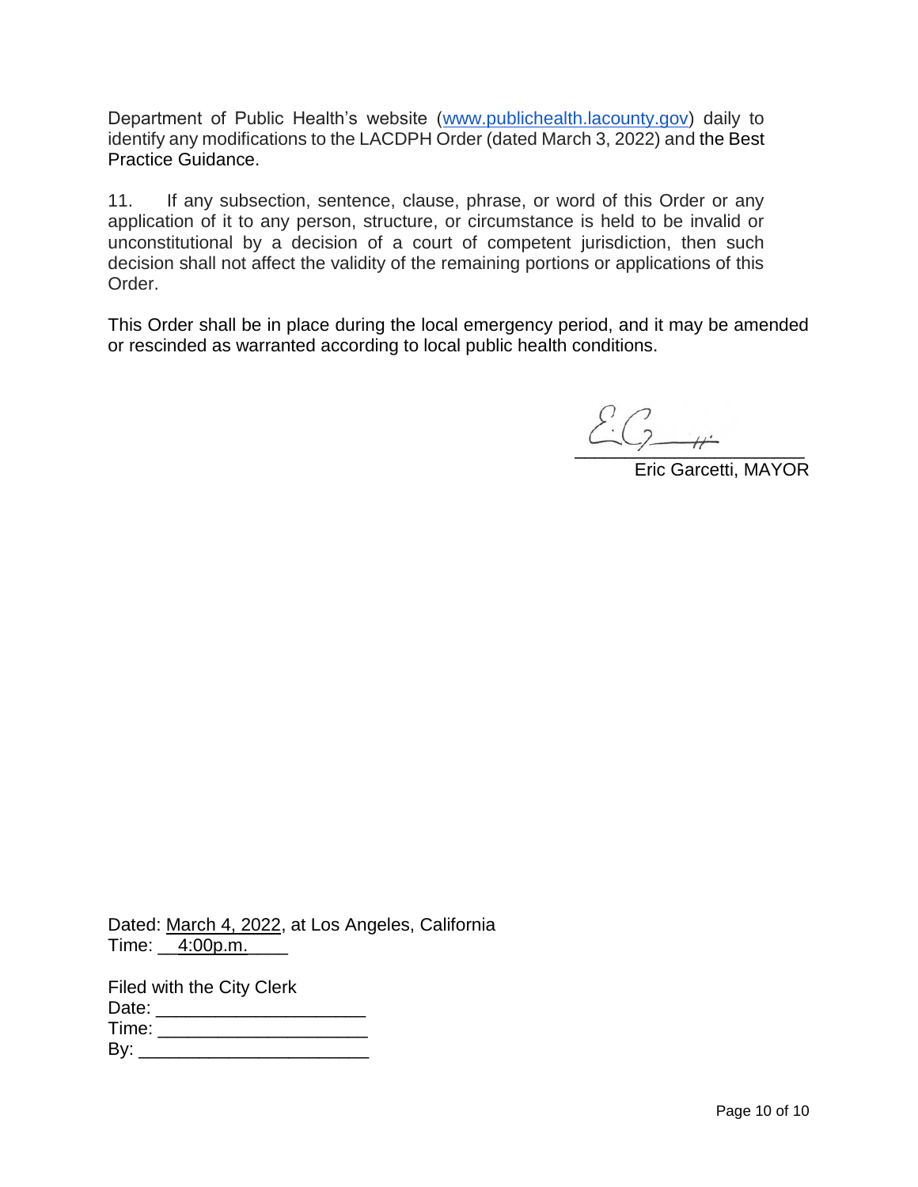Department of Public Health's website (www.publichealth.lacounty.gov) daily to identify any modifications to the LACDPH Order (dated March 3, 2022) and the Best Practice Guidance.

11. If any subsection, sentence, clause, phrase, or word of this Order or any application of it to any person, structure, or circumstance is held to be invalid or unconstitutional by a decision of a court of competent jurisdiction, then such decision shall not affect the validity of the remaining portions or applications of this Order.

This Order shall be in place during the local emergency period, and it may be amended or rescinded as warranted according to local public health conditions.

______________________

Eric Garcetti, MAYOR

Dated: March 4, 2022, at Los Angeles, California
Time: 4:00p.m.

Filed with the City Clerk
Date: ____________________
Time: ____________________
By: ______________________